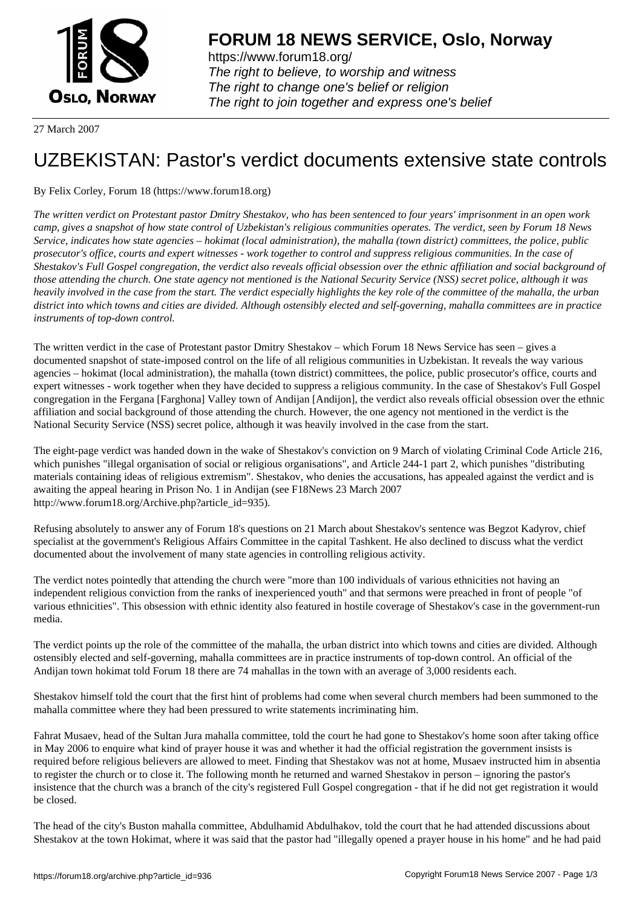# FORUM 18 NEWS SERVICE, Oslo, Norway

https://www.forum18.org/
*The right to believe, to worship and witness*
*The right to change one's belief or religion*
*The right to join together and express one's belief*

27 March 2007

# UZBEKISTAN: Pastor's verdict documents extensive state controls

By Felix Corley, Forum 18 (https://www.forum18.org)

*The written verdict on Protestant pastor Dmitry Shestakov, who has been sentenced to four years' imprisonment in an open work camp, gives a snapshot of how state control of Uzbekistan's religious communities operates. The verdict, seen by Forum 18 News Service, indicates how state agencies – hokimat (local administration), the mahalla (town district) committees, the police, public prosecutor's office, courts and expert witnesses - work together to control and suppress religious communities. In the case of Shestakov's Full Gospel congregation, the verdict also reveals official obsession over the ethnic affiliation and social background of those attending the church. One state agency not mentioned is the National Security Service (NSS) secret police, although it was heavily involved in the case from the start. The verdict especially highlights the key role of the committee of the mahalla, the urban district into which towns and cities are divided. Although ostensibly elected and self-governing, mahalla committees are in practice instruments of top-down control.*

The written verdict in the case of Protestant pastor Dmitry Shestakov – which Forum 18 News Service has seen – gives a documented snapshot of state-imposed control on the life of all religious communities in Uzbekistan. It reveals the way various agencies – hokimat (local administration), the mahalla (town district) committees, the police, public prosecutor's office, courts and expert witnesses - work together when they have decided to suppress a religious community. In the case of Shestakov's Full Gospel congregation in the Fergana [Farghona] Valley town of Andijan [Andijon], the verdict also reveals official obsession over the ethnic affiliation and social background of those attending the church. However, the one agency not mentioned in the verdict is the National Security Service (NSS) secret police, although it was heavily involved in the case from the start.

The eight-page verdict was handed down in the wake of Shestakov's conviction on 9 March of violating Criminal Code Article 216, which punishes "illegal organisation of social or religious organisations", and Article 244-1 part 2, which punishes "distributing materials containing ideas of religious extremism". Shestakov, who denies the accusations, has appealed against the verdict and is awaiting the appeal hearing in Prison No. 1 in Andijan (see F18News 23 March 2007 http://www.forum18.org/Archive.php?article_id=935).

Refusing absolutely to answer any of Forum 18's questions on 21 March about Shestakov's sentence was Begzot Kadyrov, chief specialist at the government's Religious Affairs Committee in the capital Tashkent. He also declined to discuss what the verdict documented about the involvement of many state agencies in controlling religious activity.

The verdict notes pointedly that attending the church were "more than 100 individuals of various ethnicities not having an independent religious conviction from the ranks of inexperienced youth" and that sermons were preached in front of people "of various ethnicities". This obsession with ethnic identity also featured in hostile coverage of Shestakov's case in the government-run media.

The verdict points up the role of the committee of the mahalla, the urban district into which towns and cities are divided. Although ostensibly elected and self-governing, mahalla committees are in practice instruments of top-down control. An official of the Andijan town hokimat told Forum 18 there are 74 mahallas in the town with an average of 3,000 residents each.

Shestakov himself told the court that the first hint of problems had come when several church members had been summoned to the mahalla committee where they had been pressured to write statements incriminating him.

Fahrat Musaev, head of the Sultan Jura mahalla committee, told the court he had gone to Shestakov's home soon after taking office in May 2006 to enquire what kind of prayer house it was and whether it had the official registration the government insists is required before religious believers are allowed to meet. Finding that Shestakov was not at home, Musaev instructed him in absentia to register the church or to close it. The following month he returned and warned Shestakov in person – ignoring the pastor's insistence that the church was a branch of the city's registered Full Gospel congregation - that if he did not get registration it would be closed.

The head of the city's Buston mahalla committee, Abdulhamid Abdulhakov, told the court that he had attended discussions about Shestakov at the town Hokimat, where it was said that the pastor had "illegally opened a prayer house in his home" and he had paid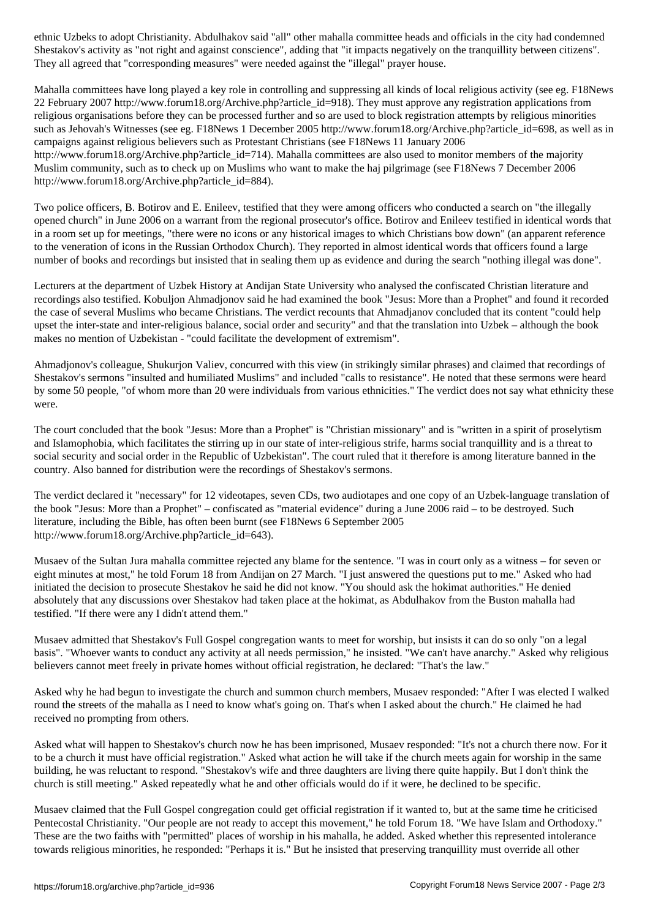ethnic Uzbeks to adopt Christianity. Abdulhakov said "all" other mahalla committee heads and officials in the city had condemned Shestakov's activity as "not right and against conscience", adding that "it impacts negatively on the tranquillity between citizens". They all agreed that "corresponding measures" were needed against the "illegal" prayer house.

Mahalla committees have long played a key role in controlling and suppressing all kinds of local religious activity (see eg. F18News 22 February 2007 http://www.forum18.org/Archive.php?article_id=918). They must approve any registration applications from religious organisations before they can be processed further and so are used to block registration attempts by religious minorities such as Jehovah's Witnesses (see eg. F18News 1 December 2005 http://www.forum18.org/Archive.php?article_id=698, as well as in campaigns against religious believers such as Protestant Christians (see F18News 11 January 2006 http://www.forum18.org/Archive.php?article_id=714). Mahalla committees are also used to monitor members of the majority Muslim community, such as to check up on Muslims who want to make the haj pilgrimage (see F18News 7 December 2006 http://www.forum18.org/Archive.php?article_id=884).

Two police officers, B. Botirov and E. Enileev, testified that they were among officers who conducted a search on "the illegally opened church" in June 2006 on a warrant from the regional prosecutor's office. Botirov and Enileev testified in identical words that in a room set up for meetings, "there were no icons or any historical images to which Christians bow down" (an apparent reference to the veneration of icons in the Russian Orthodox Church). They reported in almost identical words that officers found a large number of books and recordings but insisted that in sealing them up as evidence and during the search "nothing illegal was done".

Lecturers at the department of Uzbek History at Andijan State University who analysed the confiscated Christian literature and recordings also testified. Kobuljon Ahmadjonov said he had examined the book "Jesus: More than a Prophet" and found it recorded the case of several Muslims who became Christians. The verdict recounts that Ahmadjanov concluded that its content "could help upset the inter-state and inter-religious balance, social order and security" and that the translation into Uzbek – although the book makes no mention of Uzbekistan - "could facilitate the development of extremism".

Ahmadjonov's colleague, Shukurjon Valiev, concurred with this view (in strikingly similar phrases) and claimed that recordings of Shestakov's sermons "insulted and humiliated Muslims" and included "calls to resistance". He noted that these sermons were heard by some 50 people, "of whom more than 20 were individuals from various ethnicities." The verdict does not say what ethnicity these were.

The court concluded that the book "Jesus: More than a Prophet" is "Christian missionary" and is "written in a spirit of proselytism and Islamophobia, which facilitates the stirring up in our state of inter-religious strife, harms social tranquillity and is a threat to social security and social order in the Republic of Uzbekistan". The court ruled that it therefore is among literature banned in the country. Also banned for distribution were the recordings of Shestakov's sermons.

The verdict declared it "necessary" for 12 videotapes, seven CDs, two audiotapes and one copy of an Uzbek-language translation of the book "Jesus: More than a Prophet" – confiscated as "material evidence" during a June 2006 raid – to be destroyed. Such literature, including the Bible, has often been burnt (see F18News 6 September 2005 http://www.forum18.org/Archive.php?article_id=643).

Musaev of the Sultan Jura mahalla committee rejected any blame for the sentence. "I was in court only as a witness – for seven or eight minutes at most," he told Forum 18 from Andijan on 27 March. "I just answered the questions put to me." Asked who had initiated the decision to prosecute Shestakov he said he did not know. "You should ask the hokimat authorities." He denied absolutely that any discussions over Shestakov had taken place at the hokimat, as Abdulhakov from the Buston mahalla had testified. "If there were any I didn't attend them."

Musaev admitted that Shestakov's Full Gospel congregation wants to meet for worship, but insists it can do so only "on a legal basis". "Whoever wants to conduct any activity at all needs permission," he insisted. "We can't have anarchy." Asked why religious believers cannot meet freely in private homes without official registration, he declared: "That's the law."

Asked why he had begun to investigate the church and summon church members, Musaev responded: "After I was elected I walked round the streets of the mahalla as I need to know what's going on. That's when I asked about the church." He claimed he had received no prompting from others.

Asked what will happen to Shestakov's church now he has been imprisoned, Musaev responded: "It's not a church there now. For it to be a church it must have official registration." Asked what action he will take if the church meets again for worship in the same building, he was reluctant to respond. "Shestakov's wife and three daughters are living there quite happily. But I don't think the church is still meeting." Asked repeatedly what he and other officials would do if it were, he declined to be specific.

Musaev claimed that the Full Gospel congregation could get official registration if it wanted to, but at the same time he criticised Pentecostal Christianity. "Our people are not ready to accept this movement," he told Forum 18. "We have Islam and Orthodoxy." These are the two faiths with "permitted" places of worship in his mahalla, he added. Asked whether this represented intolerance towards religious minorities, he responded: "Perhaps it is." But he insisted that preserving tranquillity must override all other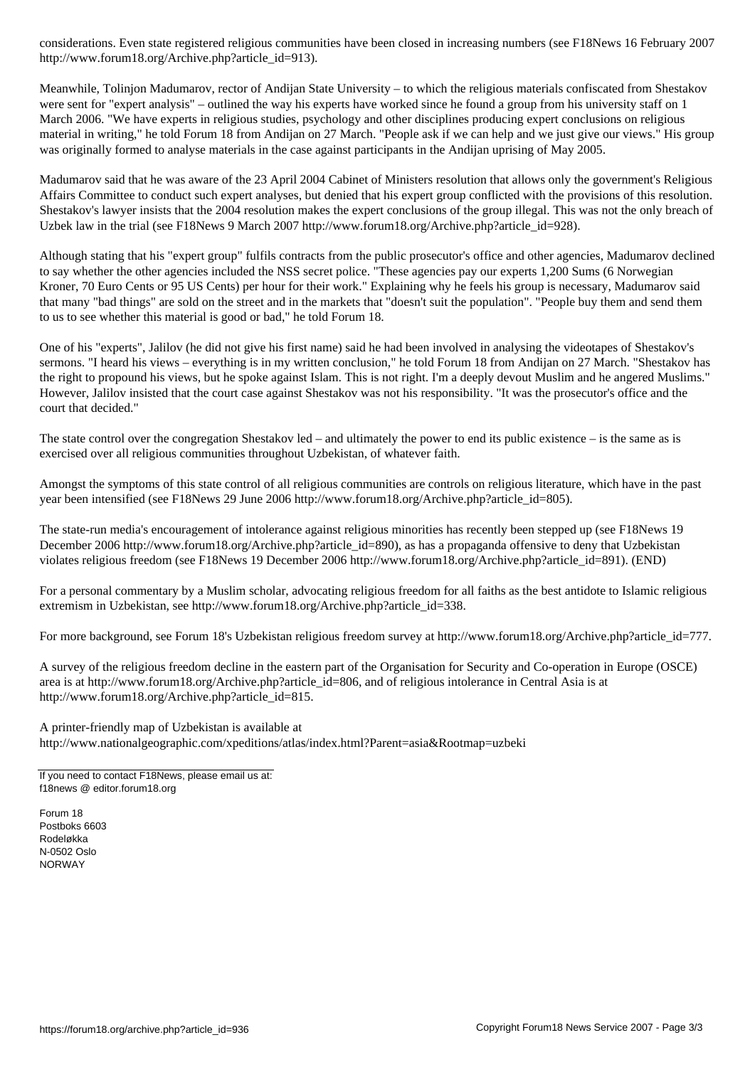considerations. Even state registered religious communities have been closed in increasing numbers (see F18News 16 February 2007 http://www.forum18.org/Archive.php?article_id=913).

Meanwhile, Tolinjon Madumarov, rector of Andijan State University – to which the religious materials confiscated from Shestakov were sent for "expert analysis" – outlined the way his experts have worked since he found a group from his university staff on 1 March 2006. "We have experts in religious studies, psychology and other disciplines producing expert conclusions on religious material in writing," he told Forum 18 from Andijan on 27 March. "People ask if we can help and we just give our views." His group was originally formed to analyse materials in the case against participants in the Andijan uprising of May 2005.

Madumarov said that he was aware of the 23 April 2004 Cabinet of Ministers resolution that allows only the government's Religious Affairs Committee to conduct such expert analyses, but denied that his expert group conflicted with the provisions of this resolution. Shestakov's lawyer insists that the 2004 resolution makes the expert conclusions of the group illegal. This was not the only breach of Uzbek law in the trial (see F18News 9 March 2007 http://www.forum18.org/Archive.php?article_id=928).

Although stating that his "expert group" fulfils contracts from the public prosecutor's office and other agencies, Madumarov declined to say whether the other agencies included the NSS secret police. "These agencies pay our experts 1,200 Sums (6 Norwegian Kroner, 70 Euro Cents or 95 US Cents) per hour for their work." Explaining why he feels his group is necessary, Madumarov said that many "bad things" are sold on the street and in the markets that "doesn't suit the population". "People buy them and send them to us to see whether this material is good or bad," he told Forum 18.

One of his "experts", Jalilov (he did not give his first name) said he had been involved in analysing the videotapes of Shestakov's sermons. "I heard his views – everything is in my written conclusion," he told Forum 18 from Andijan on 27 March. "Shestakov has the right to propound his views, but he spoke against Islam. This is not right. I'm a deeply devout Muslim and he angered Muslims." However, Jalilov insisted that the court case against Shestakov was not his responsibility. "It was the prosecutor's office and the court that decided."

The state control over the congregation Shestakov led – and ultimately the power to end its public existence – is the same as is exercised over all religious communities throughout Uzbekistan, of whatever faith.

Amongst the symptoms of this state control of all religious communities are controls on religious literature, which have in the past year been intensified (see F18News 29 June 2006 http://www.forum18.org/Archive.php?article_id=805).

The state-run media's encouragement of intolerance against religious minorities has recently been stepped up (see F18News 19 December 2006 http://www.forum18.org/Archive.php?article_id=890), as has a propaganda offensive to deny that Uzbekistan violates religious freedom (see F18News 19 December 2006 http://www.forum18.org/Archive.php?article_id=891). (END)

For a personal commentary by a Muslim scholar, advocating religious freedom for all faiths as the best antidote to Islamic religious extremism in Uzbekistan, see http://www.forum18.org/Archive.php?article_id=338.

For more background, see Forum 18's Uzbekistan religious freedom survey at http://www.forum18.org/Archive.php?article_id=777.

A survey of the religious freedom decline in the eastern part of the Organisation for Security and Co-operation in Europe (OSCE) area is at http://www.forum18.org/Archive.php?article_id=806, and of religious intolerance in Central Asia is at http://www.forum18.org/Archive.php?article_id=815.

A printer-friendly map of Uzbekistan is available at
http://www.nationalgeographic.com/xpeditions/atlas/index.html?Parent=asia&Rootmap=uzbeki

---

If you need to contact F18News, please email us at:
f18news @ editor.forum18.org

Forum 18
Postboks 6603
Rodeløkka
N-0502 Oslo
NORWAY